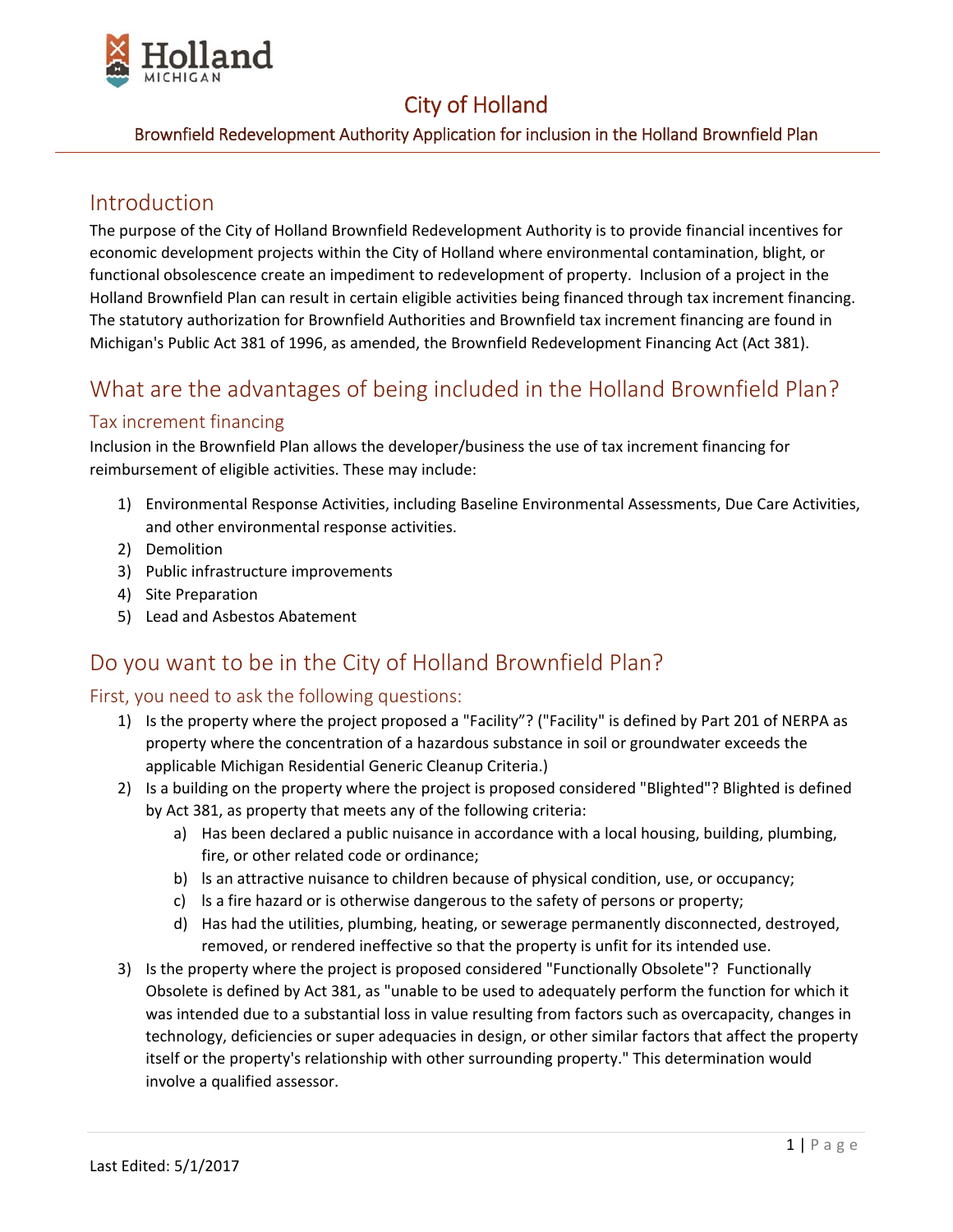# City of Holland

Brownfield Redevelopment Authority Application for inclusion in the Holland Brownfield Plan

## Introduction

The purpose of the City of Holland Brownfield Redevelopment Authority is to provide financial incentives for economic development projects within the City of Holland where environmental contamination, blight, or functional obsolescence create an impediment to redevelopment of property. Inclusion of a project in the Holland Brownfield Plan can result in certain eligible activities being financed through tax increment financing. The statutory authorization for Brownfield Authorities and Brownfield tax increment financing are found in Michigan's Public Act 381 of 1996, as amended, the Brownfield Redevelopment Financing Act (Act 381).

## What are the advantages of being included in the Holland Brownfield Plan?

### Tax increment financing

Inclusion in the Brownfield Plan allows the developer/business the use of tax increment financing for reimbursement of eligible activities. These may include:

1) Environmental Response Activities, including Baseline Environmental Assessments, Due Care Activities, and other environmental response activities.
2) Demolition
3) Public infrastructure improvements
4) Site Preparation
5) Lead and Asbestos Abatement

## Do you want to be in the City of Holland Brownfield Plan?

### First, you need to ask the following questions:

1) Is the property where the project proposed a "Facility"? ("Facility" is defined by Part 201 of NERPA as property where the concentration of a hazardous substance in soil or groundwater exceeds the applicable Michigan Residential Generic Cleanup Criteria.)
2) Is a building on the property where the project is proposed considered "Blighted"? Blighted is defined by Act 381, as property that meets any of the following criteria:
   a) Has been declared a public nuisance in accordance with a local housing, building, plumbing, fire, or other related code or ordinance;
   b) Is an attractive nuisance to children because of physical condition, use, or occupancy;
   c) Is a fire hazard or is otherwise dangerous to the safety of persons or property;
   d) Has had the utilities, plumbing, heating, or sewerage permanently disconnected, destroyed, removed, or rendered ineffective so that the property is unfit for its intended use.
3) Is the property where the project is proposed considered "Functionally Obsolete"? Functionally Obsolete is defined by Act 381, as "unable to be used to adequately perform the function for which it was intended due to a substantial loss in value resulting from factors such as overcapacity, changes in technology, deficiencies or super adequacies in design, or other similar factors that affect the property itself or the property's relationship with other surrounding property." This determination would involve a qualified assessor.

Last Edited: 5/1/2017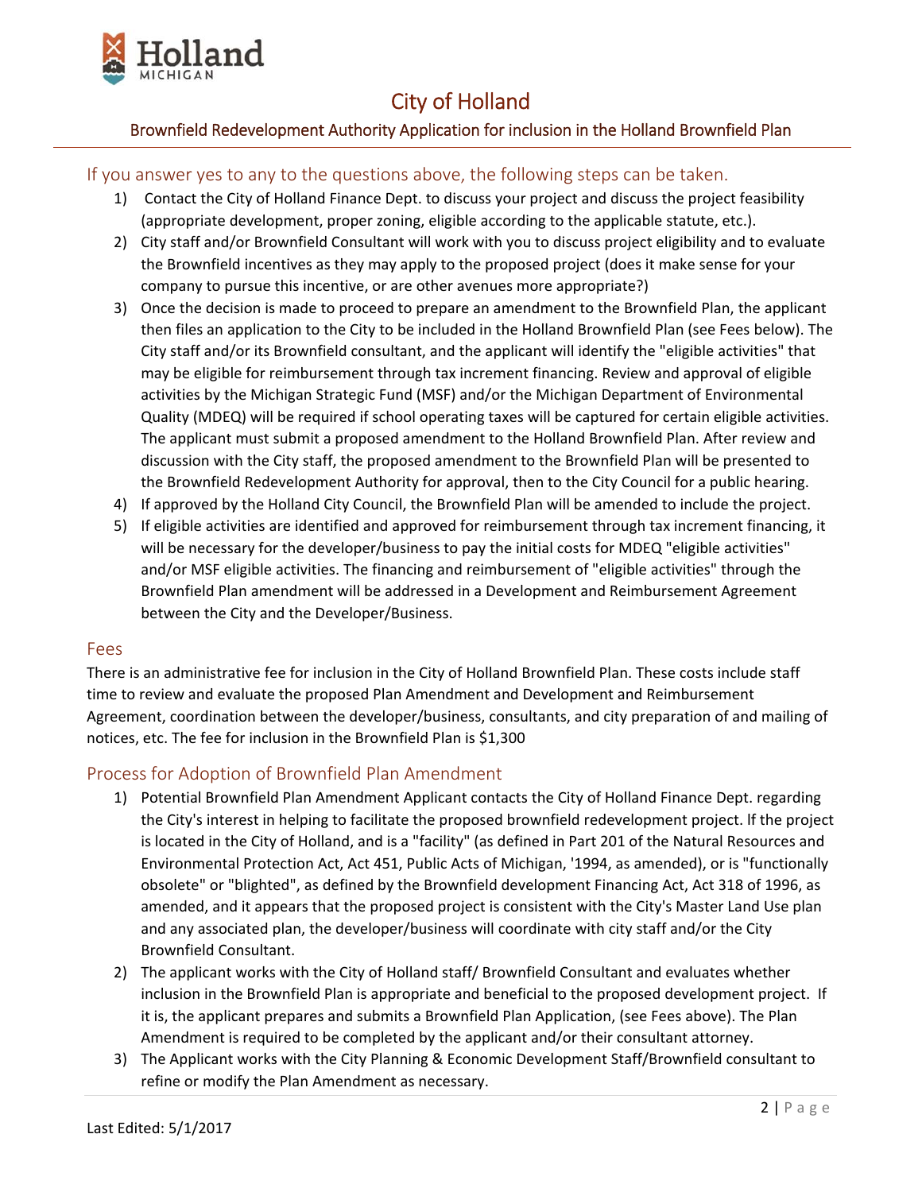## If you answer yes to any to the questions above, the following steps can be taken.

1) Contact the City of Holland Finance Dept. to discuss your project and discuss the project feasibility (appropriate development, proper zoning, eligible according to the applicable statute, etc.).
2) City staff and/or Brownfield Consultant will work with you to discuss project eligibility and to evaluate the Brownfield incentives as they may apply to the proposed project (does it make sense for your company to pursue this incentive, or are other avenues more appropriate?)
3) Once the decision is made to proceed to prepare an amendment to the Brownfield Plan, the applicant then files an application to the City to be included in the Holland Brownfield Plan (see Fees below). The City staff and/or its Brownfield consultant, and the applicant will identify the "eligible activities" that may be eligible for reimbursement through tax increment financing. Review and approval of eligible activities by the Michigan Strategic Fund (MSF) and/or the Michigan Department of Environmental Quality (MDEQ) will be required if school operating taxes will be captured for certain eligible activities. The applicant must submit a proposed amendment to the Holland Brownfield Plan. After review and discussion with the City staff, the proposed amendment to the Brownfield Plan will be presented to the Brownfield Redevelopment Authority for approval, then to the City Council for a public hearing.
4) If approved by the Holland City Council, the Brownfield Plan will be amended to include the project.
5) If eligible activities are identified and approved for reimbursement through tax increment financing, it will be necessary for the developer/business to pay the initial costs for MDEQ "eligible activities" and/or MSF eligible activities. The financing and reimbursement of "eligible activities" through the Brownfield Plan amendment will be addressed in a Development and Reimbursement Agreement between the City and the Developer/Business.

## Fees

There is an administrative fee for inclusion in the City of Holland Brownfield Plan. These costs include staff time to review and evaluate the proposed Plan Amendment and Development and Reimbursement Agreement, coordination between the developer/business, consultants, and city preparation of and mailing of notices, etc. The fee for inclusion in the Brownfield Plan is $1,300

## Process for Adoption of Brownfield Plan Amendment

1) Potential Brownfield Plan Amendment Applicant contacts the City of Holland Finance Dept. regarding the City's interest in helping to facilitate the proposed brownfield redevelopment project. If the project is located in the City of Holland, and is a "facility" (as defined in Part 201 of the Natural Resources and Environmental Protection Act, Act 451, Public Acts of Michigan, '1994, as amended), or is "functionally obsolete" or "blighted", as defined by the Brownfield development Financing Act, Act 318 of 1996, as amended, and it appears that the proposed project is consistent with the City's Master Land Use plan and any associated plan, the developer/business will coordinate with city staff and/or the City Brownfield Consultant.
2) The applicant works with the City of Holland staff/ Brownfield Consultant and evaluates whether inclusion in the Brownfield Plan is appropriate and beneficial to the proposed development project. If it is, the applicant prepares and submits a Brownfield Plan Application, (see Fees above). The Plan Amendment is required to be completed by the applicant and/or their consultant attorney.
3) The Applicant works with the City Planning & Economic Development Staff/Brownfield consultant to refine or modify the Plan Amendment as necessary.

Last Edited: 5/1/2017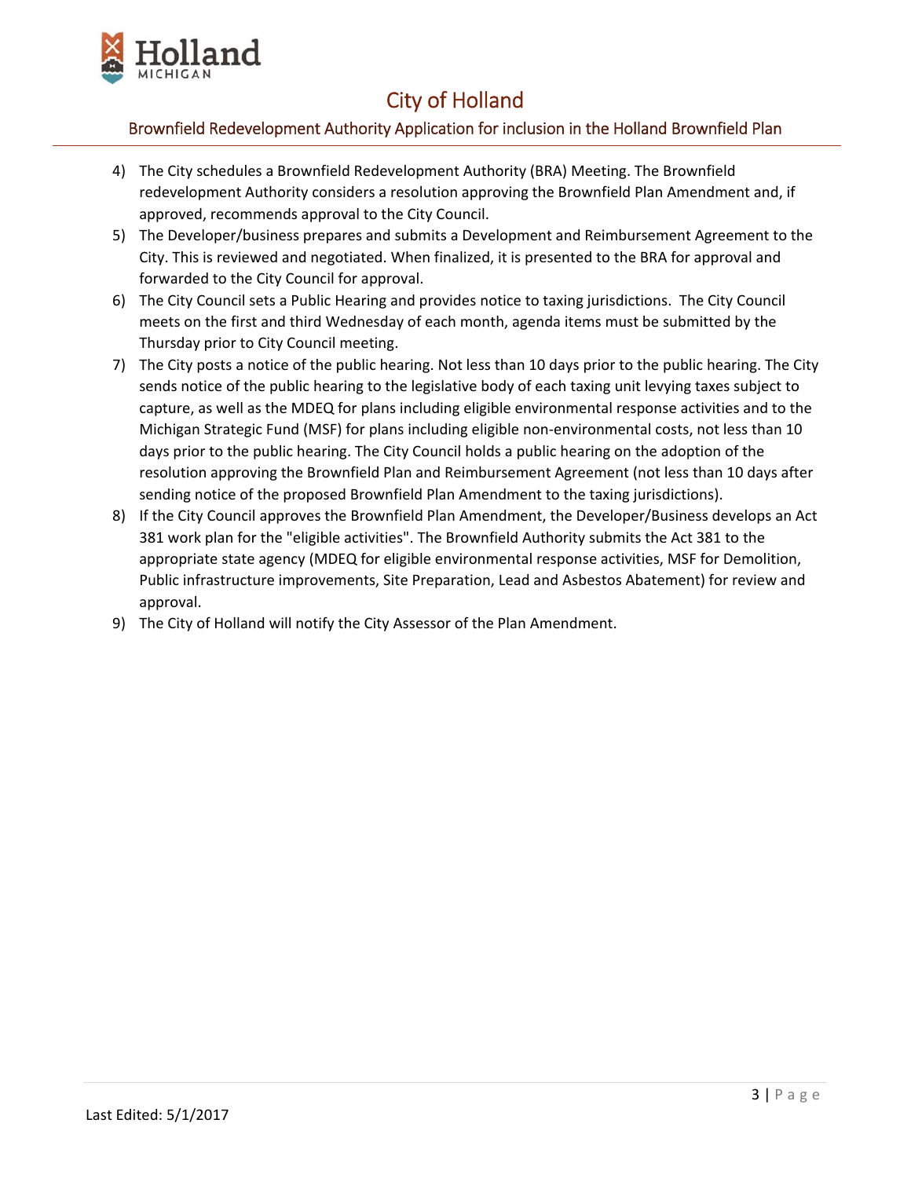4) The City schedules a Brownfield Redevelopment Authority (BRA) Meeting. The Brownfield redevelopment Authority considers a resolution approving the Brownfield Plan Amendment and, if approved, recommends approval to the City Council.
5) The Developer/business prepares and submits a Development and Reimbursement Agreement to the City. This is reviewed and negotiated. When finalized, it is presented to the BRA for approval and forwarded to the City Council for approval.
6) The City Council sets a Public Hearing and provides notice to taxing jurisdictions. The City Council meets on the first and third Wednesday of each month, agenda items must be submitted by the Thursday prior to City Council meeting.
7) The City posts a notice of the public hearing. Not less than 10 days prior to the public hearing. The City sends notice of the public hearing to the legislative body of each taxing unit levying taxes subject to capture, as well as the MDEQ for plans including eligible environmental response activities and to the Michigan Strategic Fund (MSF) for plans including eligible non-environmental costs, not less than 10 days prior to the public hearing. The City Council holds a public hearing on the adoption of the resolution approving the Brownfield Plan and Reimbursement Agreement (not less than 10 days after sending notice of the proposed Brownfield Plan Amendment to the taxing jurisdictions).
8) If the City Council approves the Brownfield Plan Amendment, the Developer/Business develops an Act 381 work plan for the "eligible activities". The Brownfield Authority submits the Act 381 to the appropriate state agency (MDEQ for eligible environmental response activities, MSF for Demolition, Public infrastructure improvements, Site Preparation, Lead and Asbestos Abatement) for review and approval.
9) The City of Holland will notify the City Assessor of the Plan Amendment.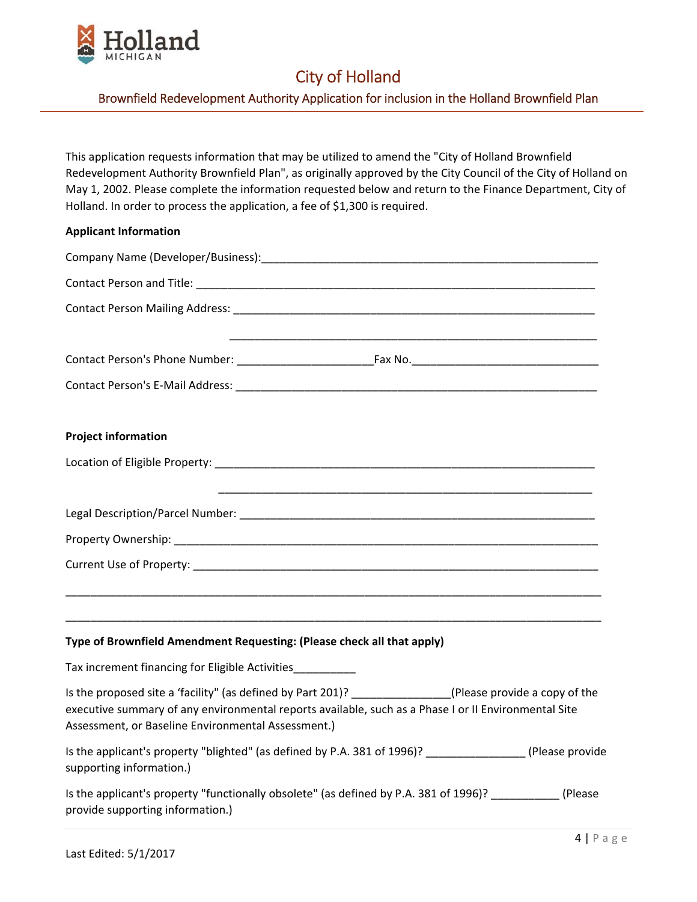# City of Holland

## Brownfield Redevelopment Authority Application for inclusion in the Holland Brownfield Plan

This application requests information that may be utilized to amend the "City of Holland Brownfield Redevelopment Authority Brownfield Plan", as originally approved by the City Council of the City of Holland on May 1, 2002. Please complete the information requested below and return to the Finance Department, City of Holland. In order to process the application, a fee of $1,300 is required.

**Applicant Information**

Company Name (Developer/Business):_______________________________________________________

Contact Person and Title: _________________________________________________________________

Contact Person Mailing Address: ____________________________________________________________

____________________________________________________________

Contact Person's Phone Number: ______________________Fax No.______________________________

Contact Person's E-Mail Address: ____________________________________________________________

**Project information**

Location of Eligible Property: _______________________________________________________________

_____________________________________________________________

Legal Description/Parcel Number: ____________________________________________________________

Property Ownership: _____________________________________________________________________

Current Use of Property: __________________________________________________________________

_________________________________________________________________________________________

_________________________________________________________________________________________

**Type of Brownfield Amendment Requesting: (Please check all that apply)**

Tax increment financing for Eligible Activities__________

Is the proposed site a 'facility' (as defined by Part 201)? ________________(Please provide a copy of the executive summary of any environmental reports available, such as a Phase I or II Environmental Site Assessment, or Baseline Environmental Assessment.)

Is the applicant's property "blighted" (as defined by P.A. 381 of 1996)? ________________ (Please provide supporting information.)

Is the applicant's property "functionally obsolete" (as defined by P.A. 381 of 1996)? ___________ (Please provide supporting information.)

Last Edited: 5/1/2017